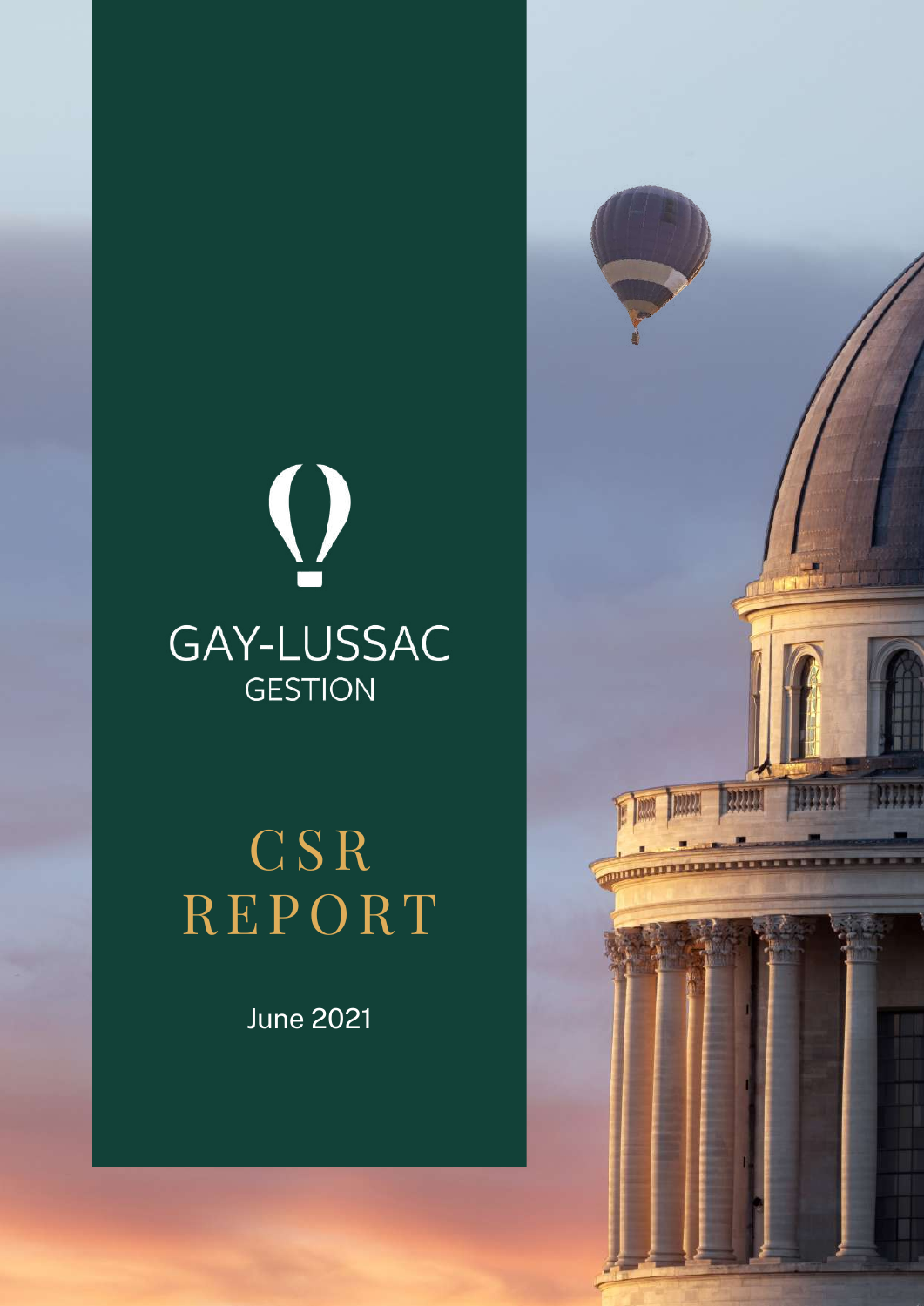GAY-LUSSAC

GESTION

# CSR REPORT

June 2021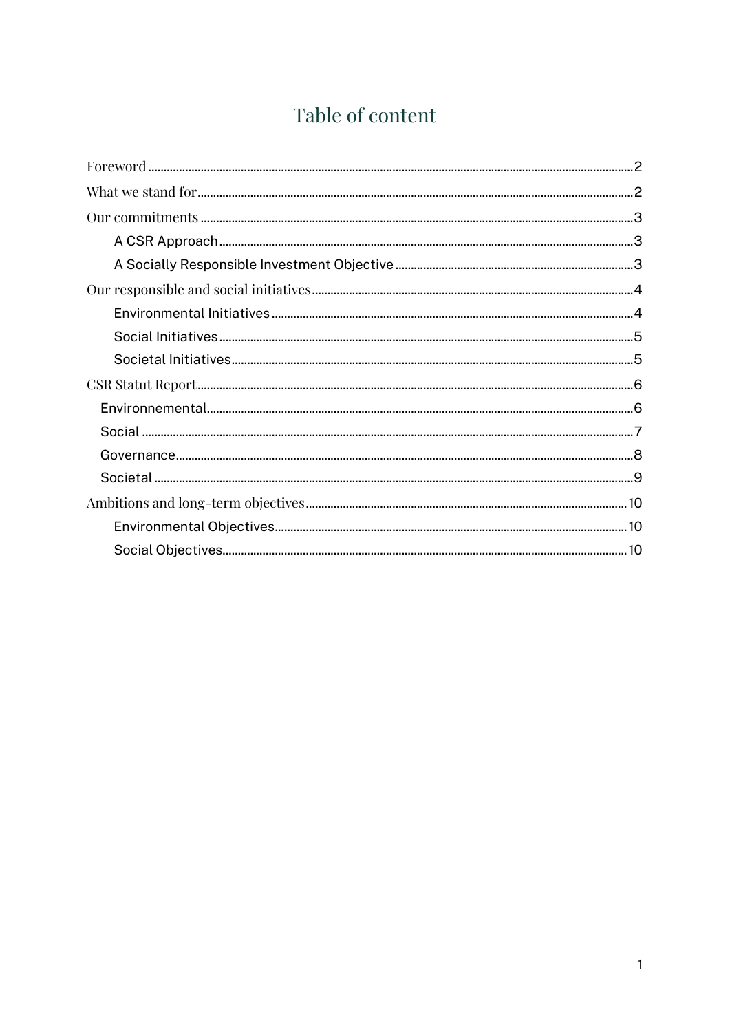# Table of content

- Foreword ..... 2
- What we stand for ..... 2
- Our commitments ..... 3
  - A CSR Approach ..... 3
  - A Socially Responsible Investment Objective ..... 3
- Our responsible and social initiatives ..... 4
  - Environmental Initiatives ..... 4
  - Social Initiatives ..... 5
  - Societal Initiatives ..... 5
- CSR Statut Report ..... 6
  - Environnemental ..... 6
  - Social ..... 7
  - Governance ..... 8
  - Societal ..... 9
- Ambitions and long-term objectives ..... 10
  - Environmental Objectives ..... 10
  - Social Objectives ..... 10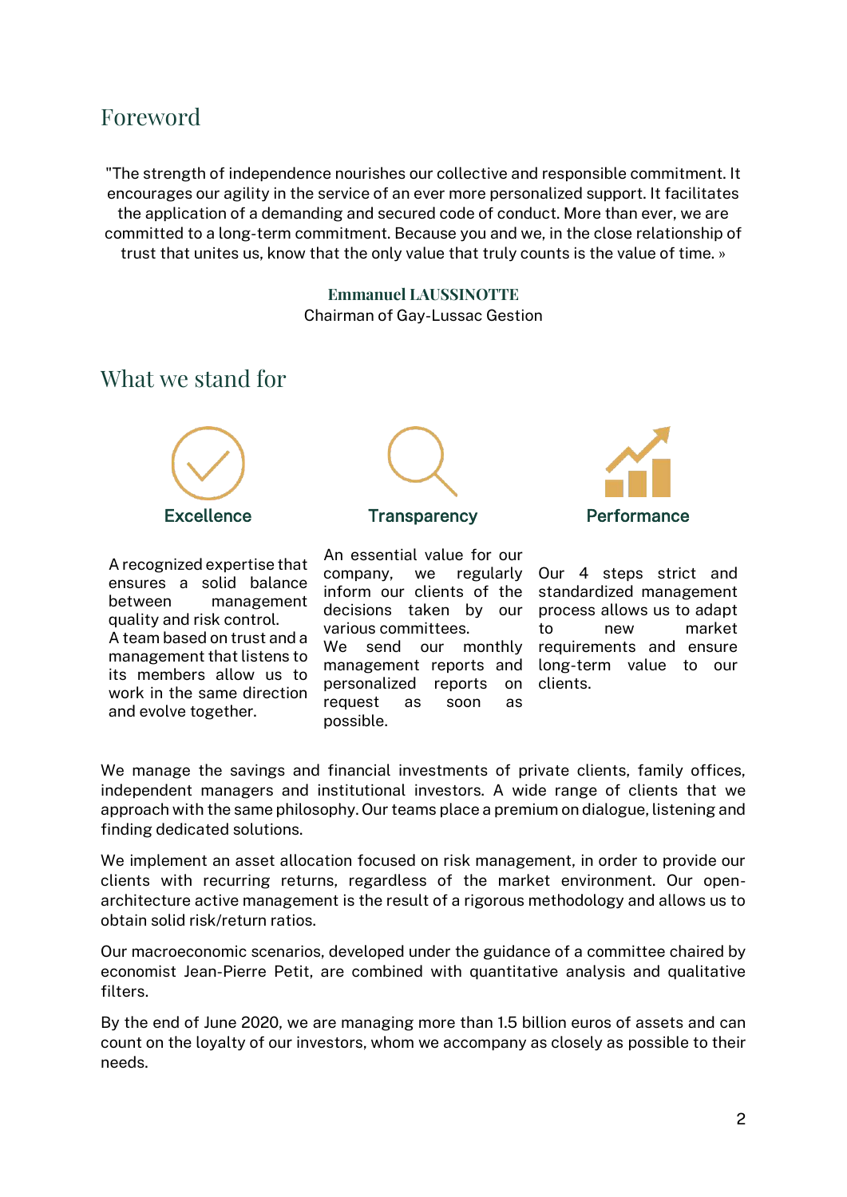## Foreword

"The strength of independence nourishes our collective and responsible commitment. It encourages our agility in the service of an ever more personalized support. It facilitates the application of a demanding and secured code of conduct. More than ever, we are committed to a long-term commitment. Because you and we, in the close relationship of trust that unites us, know that the only value that truly counts is the value of time. »

**Emmanuel LAUSSINOTTE**
Chairman of Gay-Lussac Gestion

## What we stand for

### Excellence

A recognized expertise that ensures a solid balance between management quality and risk control.
A team based on trust and a management that listens to its members allow us to work in the same direction and evolve together.

### Transparency

An essential value for our company, we regularly inform our clients of the decisions taken by our various committees.
We send our monthly management reports and personalized reports on request as soon as possible.

### Performance

Our 4 steps strict and standardized management process allows us to adapt to new market requirements and ensure long-term value to our clients.

We manage the savings and financial investments of private clients, family offices, independent managers and institutional investors. A wide range of clients that we approach with the same philosophy. Our teams place a premium on dialogue, listening and finding dedicated solutions.

We implement an asset allocation focused on risk management, in order to provide our clients with recurring returns, regardless of the market environment. Our open-architecture active management is the result of a rigorous methodology and allows us to obtain solid risk/return ratios.

Our macroeconomic scenarios, developed under the guidance of a committee chaired by economist Jean-Pierre Petit, are combined with quantitative analysis and qualitative filters.

By the end of June 2020, we are managing more than 1.5 billion euros of assets and can count on the loyalty of our investors, whom we accompany as closely as possible to their needs.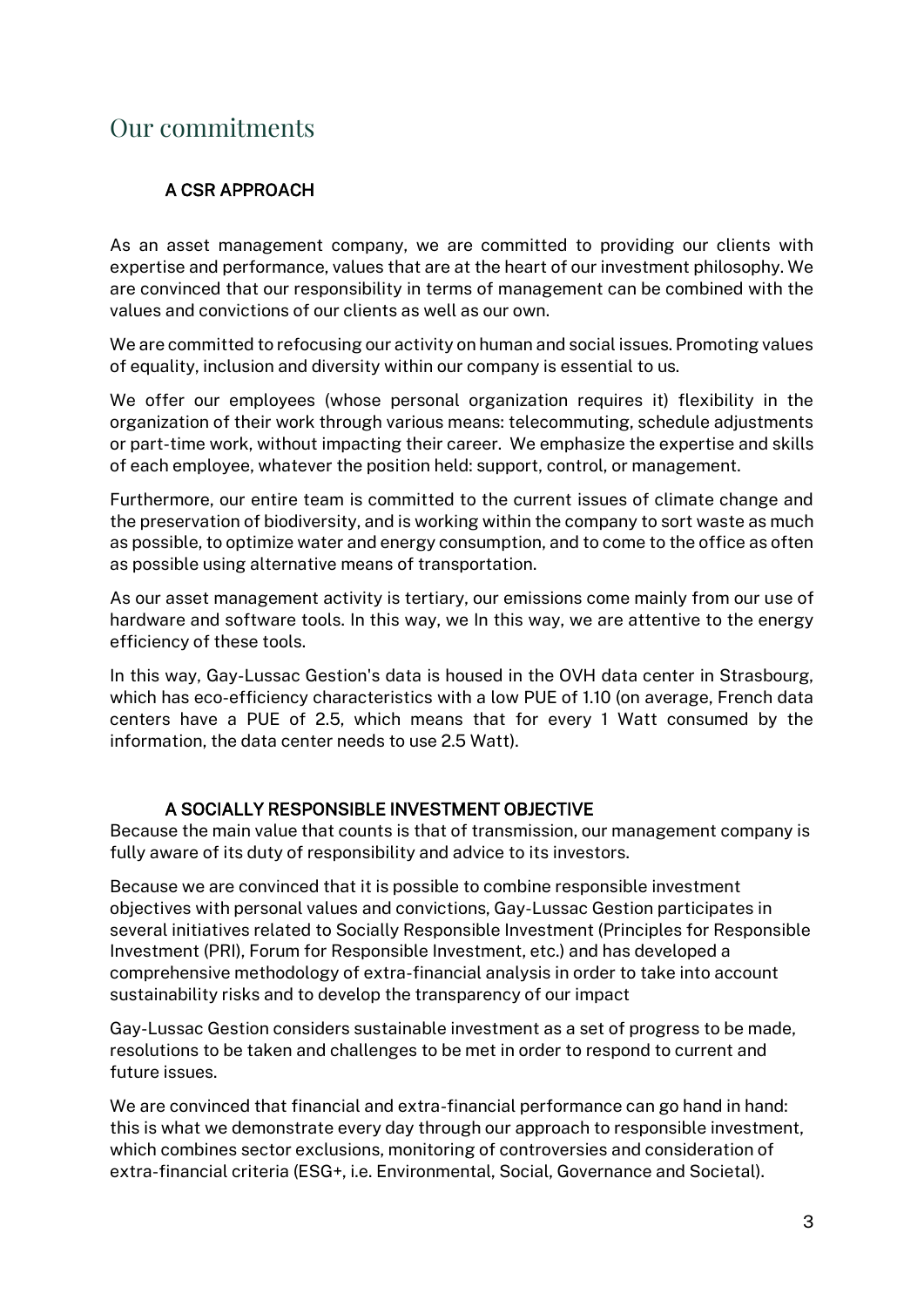# Our commitments

## A CSR APPROACH

As an asset management company, we are committed to providing our clients with expertise and performance, values that are at the heart of our investment philosophy. We are convinced that our responsibility in terms of management can be combined with the values and convictions of our clients as well as our own.

We are committed to refocusing our activity on human and social issues. Promoting values of equality, inclusion and diversity within our company is essential to us.

We offer our employees (whose personal organization requires it) flexibility in the organization of their work through various means: telecommuting, schedule adjustments or part-time work, without impacting their career. We emphasize the expertise and skills of each employee, whatever the position held: support, control, or management.

Furthermore, our entire team is committed to the current issues of climate change and the preservation of biodiversity, and is working within the company to sort waste as much as possible, to optimize water and energy consumption, and to come to the office as often as possible using alternative means of transportation.

As our asset management activity is tertiary, our emissions come mainly from our use of hardware and software tools. In this way, we In this way, we are attentive to the energy efficiency of these tools.

In this way, Gay-Lussac Gestion's data is housed in the OVH data center in Strasbourg, which has eco-efficiency characteristics with a low PUE of 1.10 (on average, French data centers have a PUE of 2.5, which means that for every 1 Watt consumed by the information, the data center needs to use 2.5 Watt).

## A SOCIALLY RESPONSIBLE INVESTMENT OBJECTIVE

Because the main value that counts is that of transmission, our management company is fully aware of its duty of responsibility and advice to its investors.

Because we are convinced that it is possible to combine responsible investment objectives with personal values and convictions, Gay-Lussac Gestion participates in several initiatives related to Socially Responsible Investment (Principles for Responsible Investment (PRI), Forum for Responsible Investment, etc.) and has developed a comprehensive methodology of extra-financial analysis in order to take into account sustainability risks and to develop the transparency of our impact

Gay-Lussac Gestion considers sustainable investment as a set of progress to be made, resolutions to be taken and challenges to be met in order to respond to current and future issues.

We are convinced that financial and extra-financial performance can go hand in hand: this is what we demonstrate every day through our approach to responsible investment, which combines sector exclusions, monitoring of controversies and consideration of extra-financial criteria (ESG+, i.e. Environmental, Social, Governance and Societal).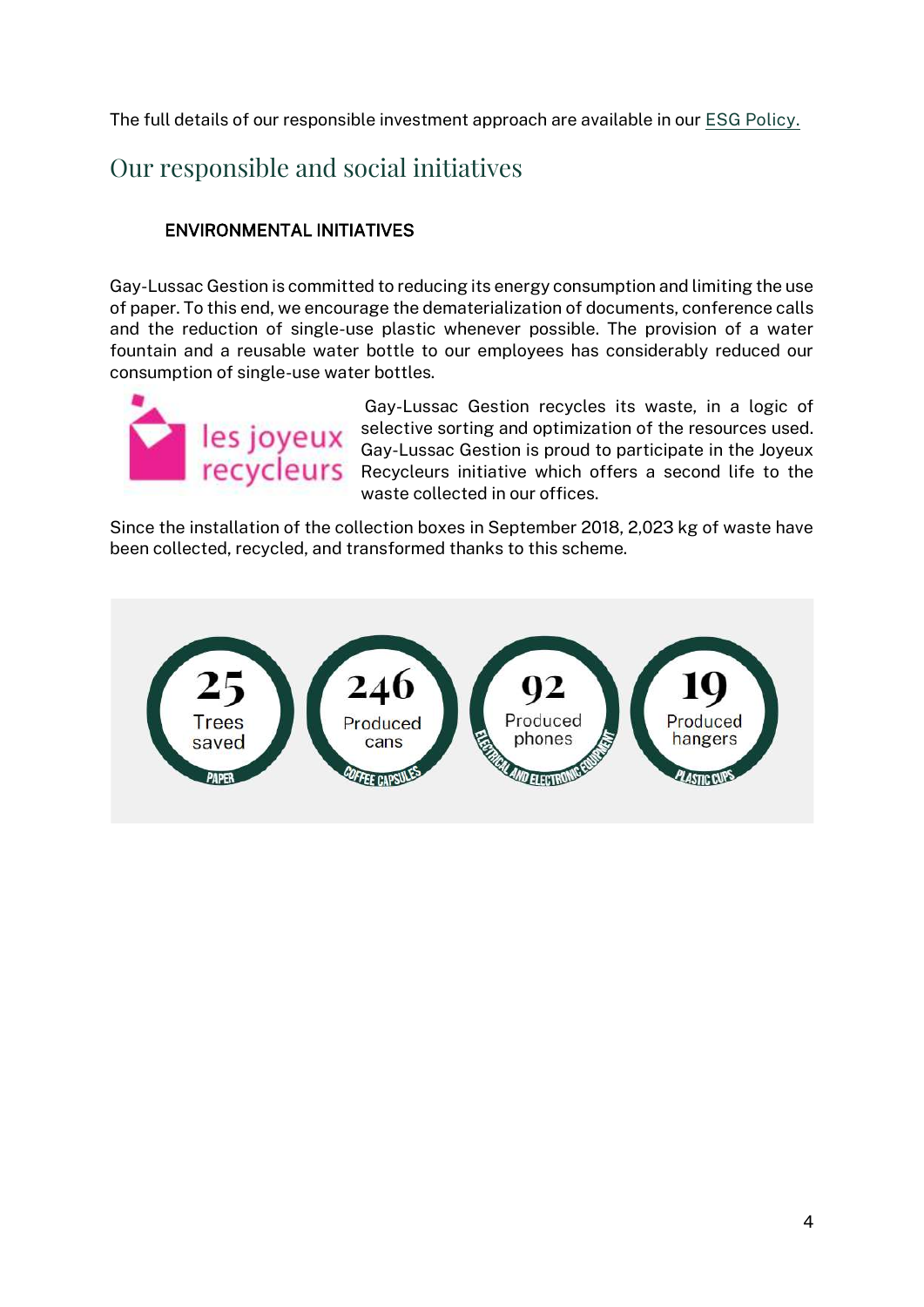The full details of our responsible investment approach are available in our ESG Policy.

## Our responsible and social initiatives

### ENVIRONMENTAL INITIATIVES

Gay-Lussac Gestion is committed to reducing its energy consumption and limiting the use of paper. To this end, we encourage the dematerialization of documents, conference calls and the reduction of single-use plastic whenever possible. The provision of a water fountain and a reusable water bottle to our employees has considerably reduced our consumption of single-use water bottles.

les joyeux recycleurs

Gay-Lussac Gestion recycles its waste, in a logic of selective sorting and optimization of the resources used. Gay-Lussac Gestion is proud to participate in the Joyeux Recycleurs initiative which offers a second life to the waste collected in our offices.

Since the installation of the collection boxes in September 2018, 2,023 kg of waste have been collected, recycled, and transformed thanks to this scheme.

25
Trees saved
PAPER

246
Produced cans
COFFEE CAPSULES

92
Produced phones
ELECTRICAL AND ELECTRONIC EQUIPMENT

19
Produced hangers
PLASTIC CUPS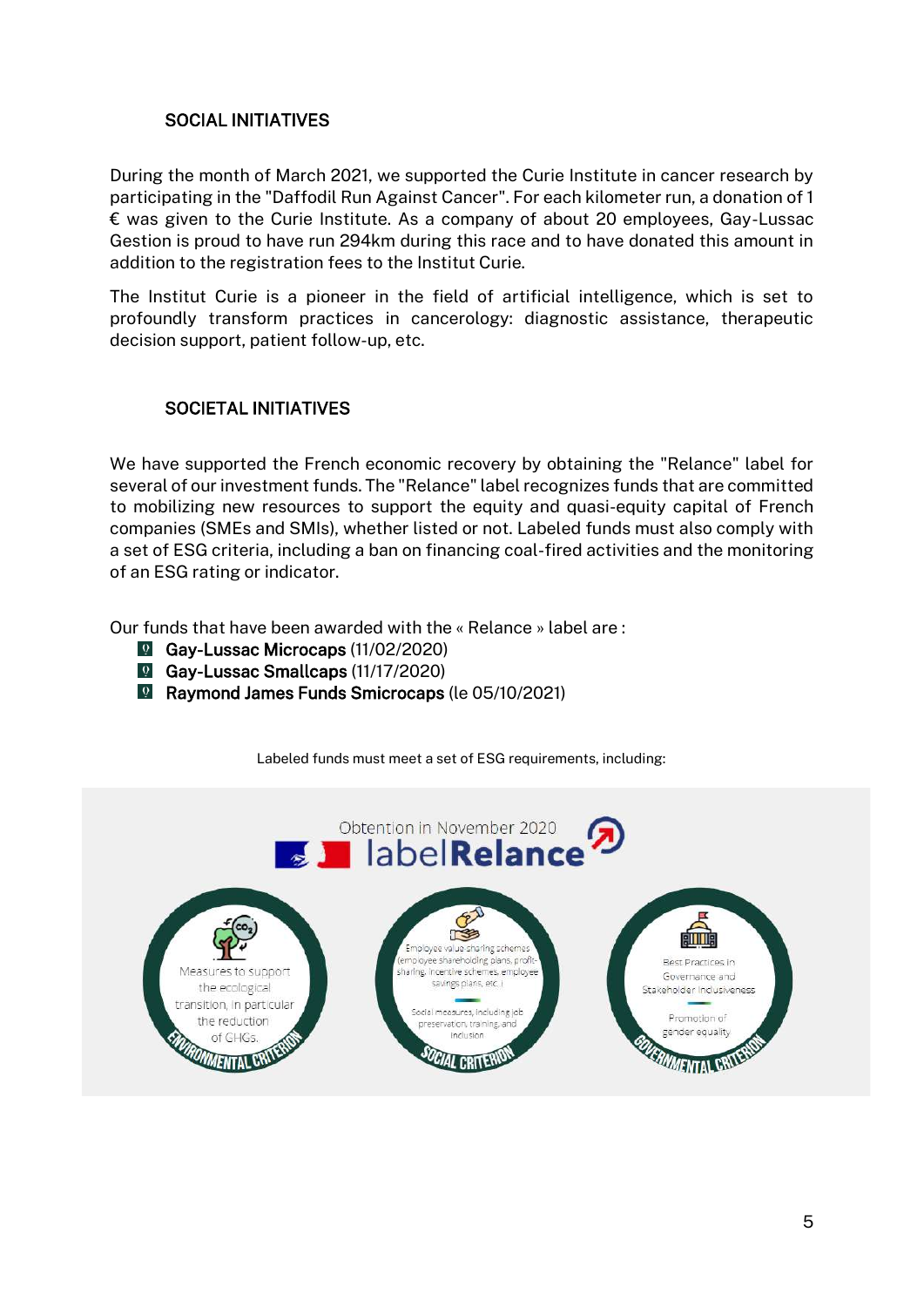## SOCIAL INITIATIVES

During the month of March 2021, we supported the Curie Institute in cancer research by participating in the "Daffodil Run Against Cancer". For each kilometer run, a donation of 1 € was given to the Curie Institute. As a company of about 20 employees, Gay-Lussac Gestion is proud to have run 294km during this race and to have donated this amount in addition to the registration fees to the Institut Curie.

The Institut Curie is a pioneer in the field of artificial intelligence, which is set to profoundly transform practices in cancerology: diagnostic assistance, therapeutic decision support, patient follow-up, etc.

## SOCIETAL INITIATIVES

We have supported the French economic recovery by obtaining the "Relance" label for several of our investment funds. The "Relance" label recognizes funds that are committed to mobilizing new resources to support the equity and quasi-equity capital of French companies (SMEs and SMIs), whether listed or not. Labeled funds must also comply with a set of ESG criteria, including a ban on financing coal-fired activities and the monitoring of an ESG rating or indicator.

Our funds that have been awarded with the « Relance » label are :

- **Gay-Lussac Microcaps** (11/02/2020)
- **Gay-Lussac Smallcaps** (11/17/2020)
- **Raymond James Funds Smicrocaps** (le 05/10/2021)

Labeled funds must meet a set of ESG requirements, including:

Obtention in November 2020

labelRelance

Measures to support the ecological transition, in particular the reduction of GHGs.

ENVIRONMENTAL CRITERION

Employee value sharing schemes (employee shareholding plans, profit-sharing, incentive schemes, employee savings plans, etc.)

Social measures, including job preservation, training, and inclusion

SOCIAL CRITERION

Best Practices in Governance and Stakeholder Inclusiveness

Promotion of gender equality

GOVERNMENTAL CRITERION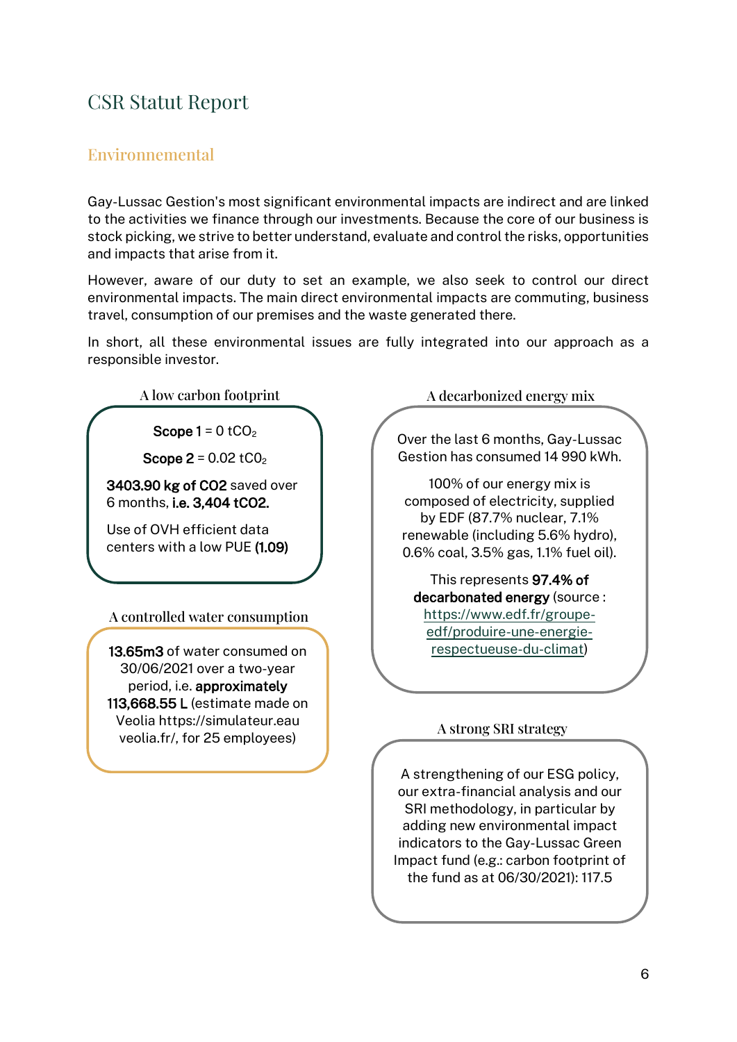# CSR Statut Report

## Environnemental

Gay-Lussac Gestion's most significant environmental impacts are indirect and are linked to the activities we finance through our investments. Because the core of our business is stock picking, we strive to better understand, evaluate and control the risks, opportunities and impacts that arise from it.

However, aware of our duty to set an example, we also seek to control our direct environmental impacts. The main direct environmental impacts are commuting, business travel, consumption of our premises and the waste generated there.

In short, all these environmental issues are fully integrated into our approach as a responsible investor.

### A low carbon footprint

**Scope 1** = 0 $tCO_2$

**Scope 2** = 0.02 $tCO_2$

**3403.90 kg of CO2** saved over 6 months, **i.e. 3,404 tCO2.**

Use of OVH efficient data centers with a low PUE **(1.09)**

### A controlled water consumption

**13.65m3** of water consumed on 30/06/2021 over a two-year period, i.e. **approximately 113,668.55 L** (estimate made on Veolia https://simulateur.eau veolia.fr/, for 25 employees)

### A decarbonized energy mix

Over the last 6 months, Gay-Lussac Gestion has consumed 14 990 kWh.

100% of our energy mix is composed of electricity, supplied by EDF (87.7% nuclear, 7.1% renewable (including 5.6% hydro), 0.6% coal, 3.5% gas, 1.1% fuel oil).

This represents **97.4% of decarbonated energy** (source : https://www.edf.fr/groupe-edf/produire-une-energie-respectueuse-du-climat)

### A strong SRI strategy

A strengthening of our ESG policy, our extra-financial analysis and our SRI methodology, in particular by adding new environmental impact indicators to the Gay-Lussac Green Impact fund (e.g.: carbon footprint of the fund as at 06/30/2021): 117.5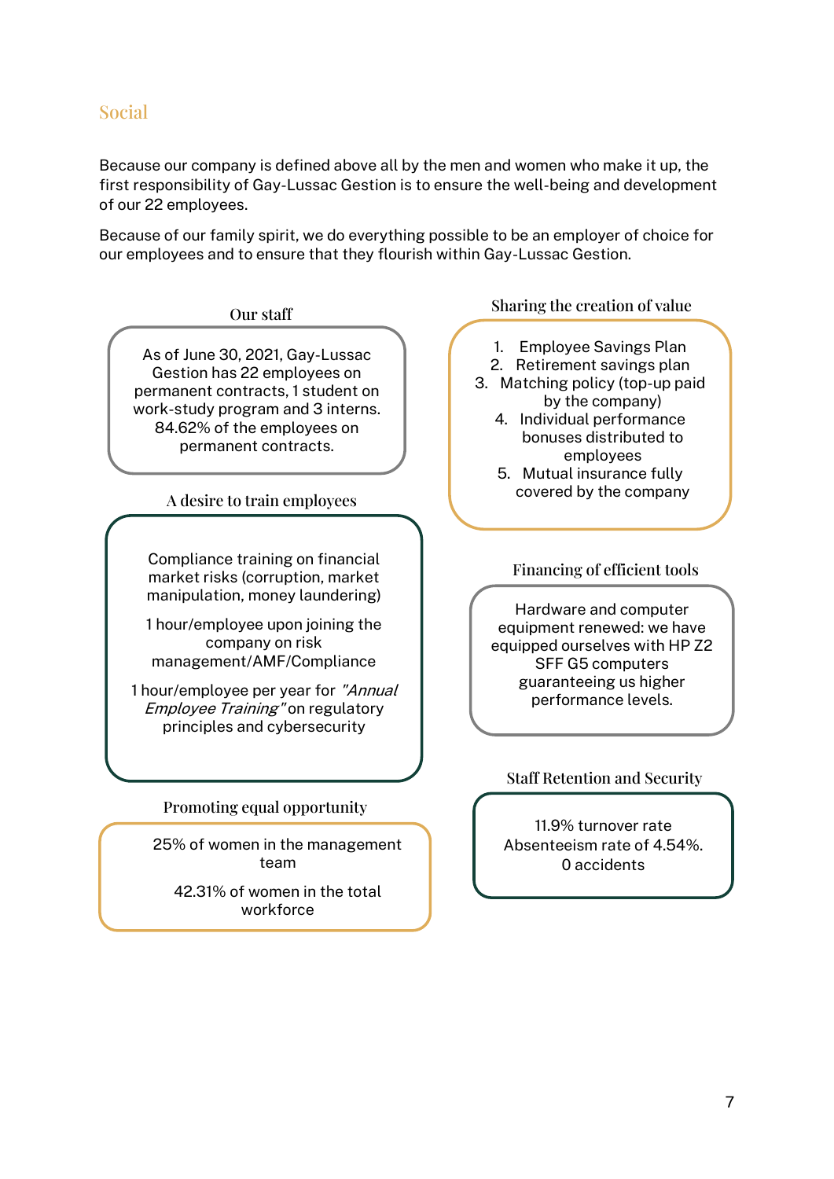## Social

Because our company is defined above all by the men and women who make it up, the first responsibility of Gay-Lussac Gestion is to ensure the well-being and development of our 22 employees.

Because of our family spirit, we do everything possible to be an employer of choice for our employees and to ensure that they flourish within Gay-Lussac Gestion.

### Our staff

As of June 30, 2021, Gay-Lussac Gestion has 22 employees on permanent contracts, 1 student on work-study program and 3 interns. 84.62% of the employees on permanent contracts.

### A desire to train employees

Compliance training on financial market risks (corruption, market manipulation, money laundering)

1 hour/employee upon joining the company on risk management/AMF/Compliance

1 hour/employee per year for *"Annual Employee Training"* on regulatory principles and cybersecurity

### Promoting equal opportunity

25% of women in the management team

42.31% of women in the total workforce

### Sharing the creation of value

1. Employee Savings Plan
2. Retirement savings plan
3. Matching policy (top-up paid by the company)
4. Individual performance bonuses distributed to employees
5. Mutual insurance fully covered by the company

### Financing of efficient tools

Hardware and computer equipment renewed: we have equipped ourselves with HP Z2 SFF G5 computers guaranteeing us higher performance levels.

### Staff Retention and Security

11.9% turnover rate
Absenteeism rate of 4.54%.
0 accidents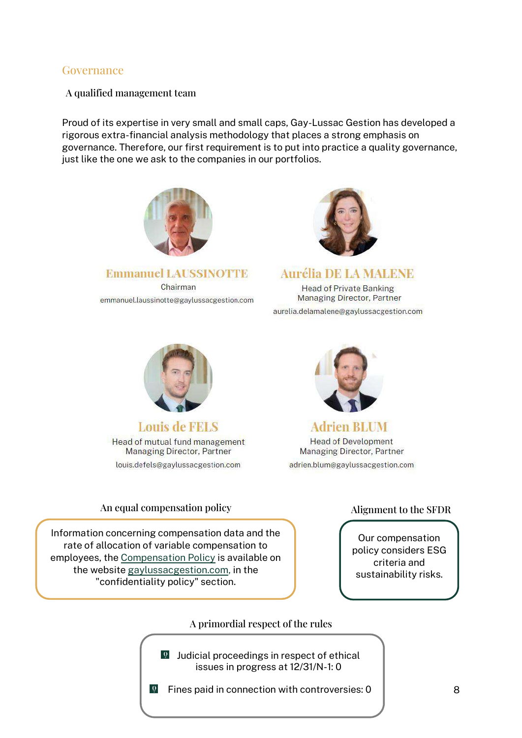## Governance

### A qualified management team

Proud of its expertise in very small and small caps, Gay-Lussac Gestion has developed a rigorous extra-financial analysis methodology that places a strong emphasis on governance. Therefore, our first requirement is to put into practice a quality governance, just like the one we ask to the companies in our portfolios.

**Emmanuel LAUSSINOTTE**
Chairman
emmanuel.laussinotte@gaylussacgestion.com

**Aurélia DE LA MALENE**
Head of Private Banking
Managing Director, Partner
aurelia.delamalene@gaylussacgestion.com

**Louis de FELS**
Head of mutual fund management
Managing Director, Partner
louis.defels@gaylussacgestion.com

**Adrien BLUM**
Head of Development
Managing Director, Partner
adrien.blum@gaylussacgestion.com

### An equal compensation policy

Information concerning compensation data and the rate of allocation of variable compensation to employees, the Compensation Policy is available on the website gaylussacgestion.com, in the "confidentiality policy" section.

### Alignment to the SFDR

Our compensation policy considers ESG criteria and sustainability risks.

### A primordial respect of the rules

- Judicial proceedings in respect of ethical issues in progress at 12/31/N-1: 0
- Fines paid in connection with controversies: 0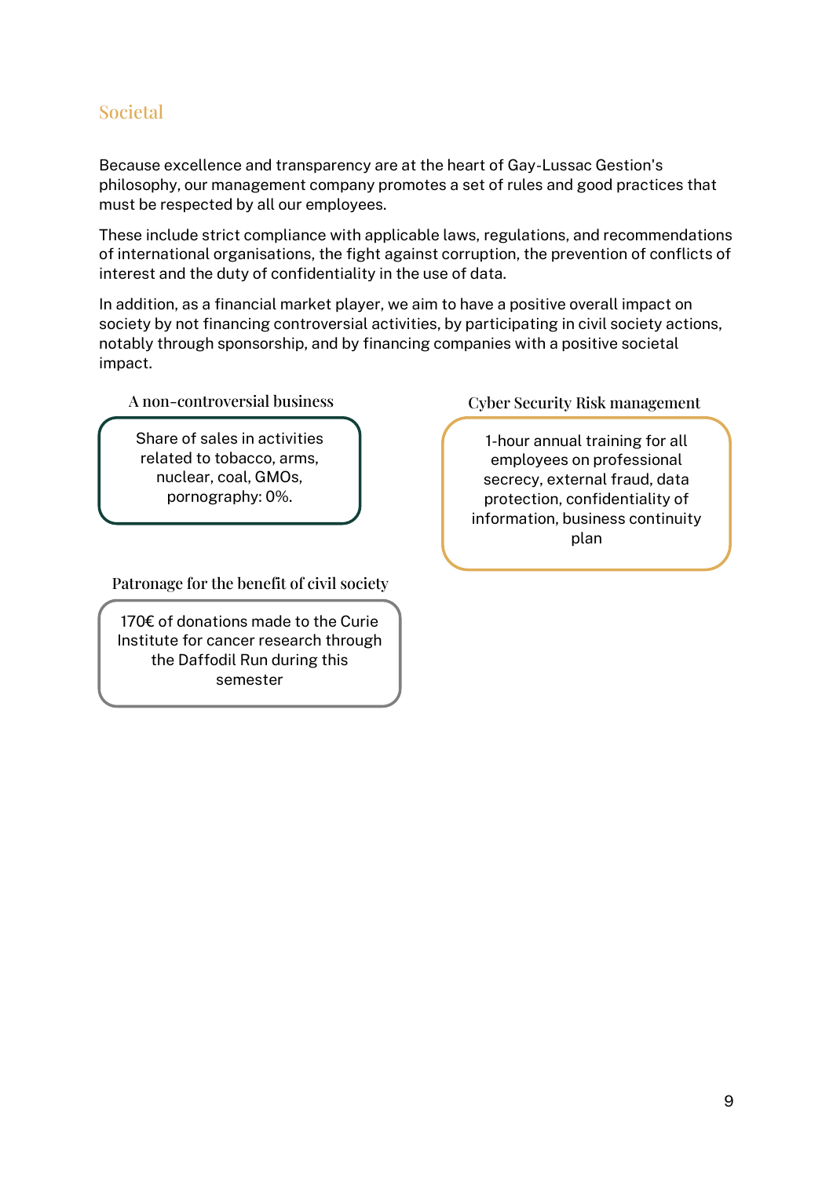## Societal

Because excellence and transparency are at the heart of Gay-Lussac Gestion's philosophy, our management company promotes a set of rules and good practices that must be respected by all our employees.

These include strict compliance with applicable laws, regulations, and recommendations of international organisations, the fight against corruption, the prevention of conflicts of interest and the duty of confidentiality in the use of data.

In addition, as a financial market player, we aim to have a positive overall impact on society by not financing controversial activities, by participating in civil society actions, notably through sponsorship, and by financing companies with a positive societal impact.

### A non-controversial business

Share of sales in activities related to tobacco, arms, nuclear, coal, GMOs, pornography: 0%.

### Cyber Security Risk management

1-hour annual training for all employees on professional secrecy, external fraud, data protection, confidentiality of information, business continuity plan

### Patronage for the benefit of civil society

170€ of donations made to the Curie Institute for cancer research through the Daffodil Run during this semester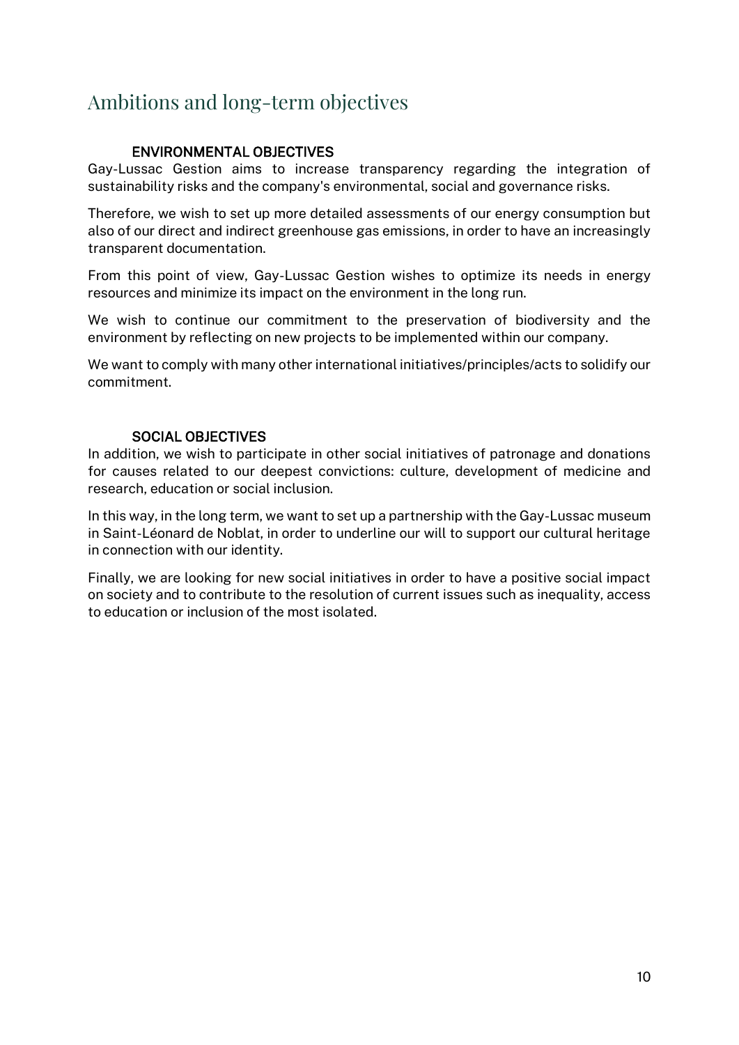# Ambitions and long-term objectives

### ENVIRONMENTAL OBJECTIVES

Gay-Lussac Gestion aims to increase transparency regarding the integration of sustainability risks and the company's environmental, social and governance risks.

Therefore, we wish to set up more detailed assessments of our energy consumption but also of our direct and indirect greenhouse gas emissions, in order to have an increasingly transparent documentation.

From this point of view, Gay-Lussac Gestion wishes to optimize its needs in energy resources and minimize its impact on the environment in the long run.

We wish to continue our commitment to the preservation of biodiversity and the environment by reflecting on new projects to be implemented within our company.

We want to comply with many other international initiatives/principles/acts to solidify our commitment.

### SOCIAL OBJECTIVES

In addition, we wish to participate in other social initiatives of patronage and donations for causes related to our deepest convictions: culture, development of medicine and research, education or social inclusion.

In this way, in the long term, we want to set up a partnership with the Gay-Lussac museum in Saint-Léonard de Noblat, in order to underline our will to support our cultural heritage in connection with our identity.

Finally, we are looking for new social initiatives in order to have a positive social impact on society and to contribute to the resolution of current issues such as inequality, access to education or inclusion of the most isolated.